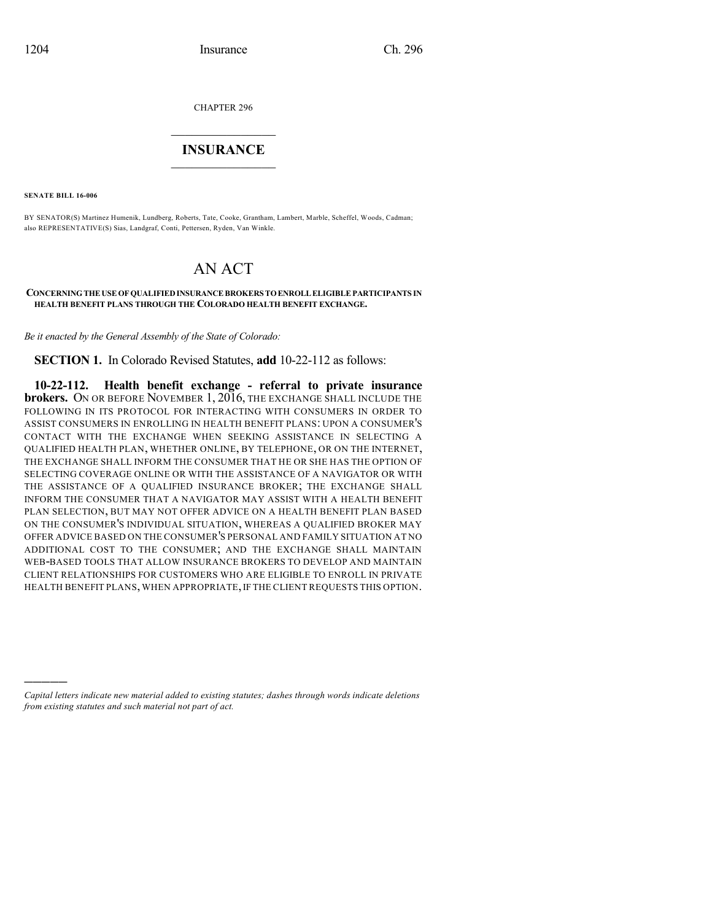CHAPTER 296

## INSURANCE

**SENATE BILL 16-006**

BY SENATOR(S) Martinez Humenik, Lundberg, Roberts, Tate, Cooke, Grantham, Lambert, Marble, Scheffel, Woods, Cadman; also REPRESENTATIVE(S) Sias, Landgraf, Conti, Pettersen, Ryden, Van Winkle.

# AN ACT

**CONCERNING THE USE OF QUALIFIED INSURANCE BROKERS TO ENROLL ELIGIBLE PARTICIPANTS IN HEALTH BENEFIT PLANS THROUGH THE COLORADO HEALTH BENEFIT EXCHANGE.**

*Be it enacted by the General Assembly of the State of Colorado:*

**SECTION 1.** In Colorado Revised Statutes, **add** 10-22-112 as follows:

**10-22-112. Health benefit exchange - referral to private insurance brokers.** ON OR BEFORE NOVEMBER 1, 2016, THE EXCHANGE SHALL INCLUDE THE FOLLOWING IN ITS PROTOCOL FOR INTERACTING WITH CONSUMERS IN ORDER TO ASSIST CONSUMERS IN ENROLLING IN HEALTH BENEFIT PLANS: UPON A CONSUMER'S CONTACT WITH THE EXCHANGE WHEN SEEKING ASSISTANCE IN SELECTING A QUALIFIED HEALTH PLAN, WHETHER ONLINE, BY TELEPHONE, OR ON THE INTERNET, THE EXCHANGE SHALL INFORM THE CONSUMER THAT HE OR SHE HAS THE OPTION OF SELECTING COVERAGE ONLINE OR WITH THE ASSISTANCE OF A NAVIGATOR OR WITH THE ASSISTANCE OF A QUALIFIED INSURANCE BROKER; THE EXCHANGE SHALL INFORM THE CONSUMER THAT A NAVIGATOR MAY ASSIST WITH A HEALTH BENEFIT PLAN SELECTION, BUT MAY NOT OFFER ADVICE ON A HEALTH BENEFIT PLAN BASED ON THE CONSUMER'S INDIVIDUAL SITUATION, WHEREAS A QUALIFIED BROKER MAY OFFER ADVICE BASED ON THE CONSUMER'S PERSONAL AND FAMILY SITUATION AT NO ADDITIONAL COST TO THE CONSUMER; AND THE EXCHANGE SHALL MAINTAIN WEB-BASED TOOLS THAT ALLOW INSURANCE BROKERS TO DEVELOP AND MAINTAIN CLIENT RELATIONSHIPS FOR CUSTOMERS WHO ARE ELIGIBLE TO ENROLL IN PRIVATE HEALTH BENEFIT PLANS, WHEN APPROPRIATE, IF THE CLIENT REQUESTS THIS OPTION.

---

*Capital letters indicate new material added to existing statutes; dashes through words indicate deletions from existing statutes and such material not part of act.*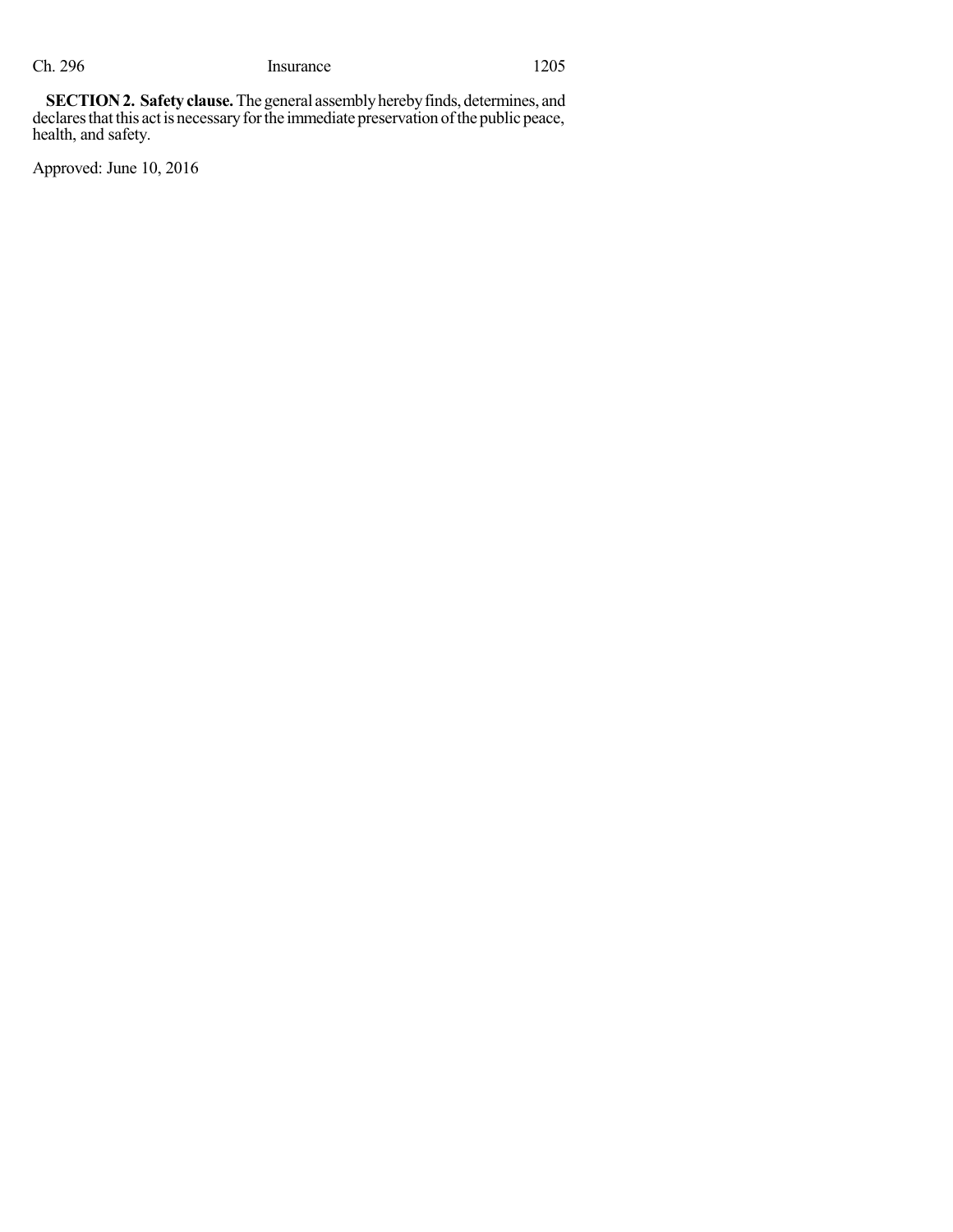**SECTION 2. Safety clause.** The general assembly hereby finds, determines, and declares that this act is necessary for the immediate preservation of the public peace, health, and safety.

Approved: June 10, 2016